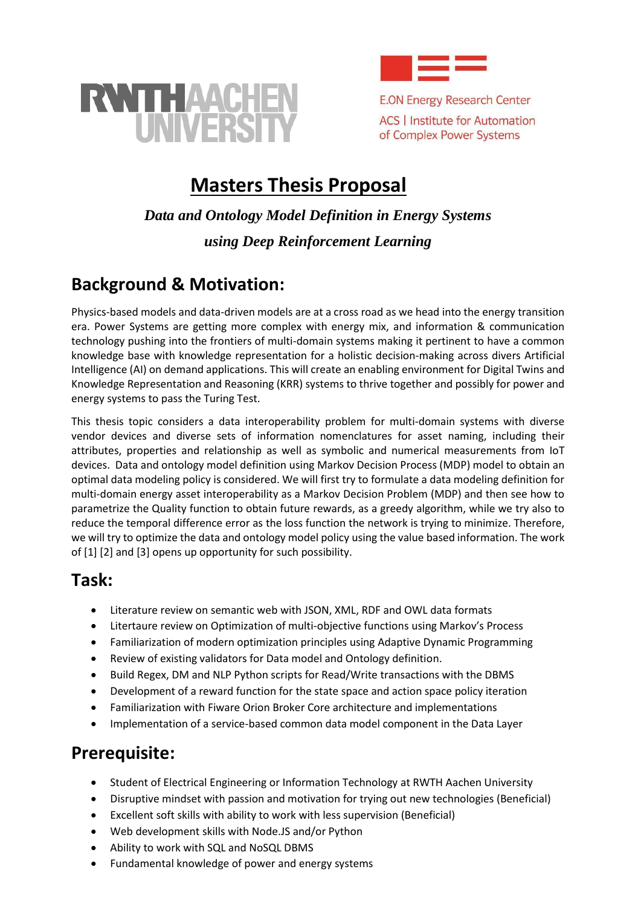RWTH AACHEN UNIVERSITY

E.ON Energy Research Center
ACS | Institute for Automation of Complex Power Systems

# Masters Thesis Proposal

***Data and Ontology Model Definition in Energy Systems using Deep Reinforcement Learning***

## Background & Motivation:

Physics-based models and data-driven models are at a cross road as we head into the energy transition era. Power Systems are getting more complex with energy mix, and information & communication technology pushing into the frontiers of multi-domain systems making it pertinent to have a common knowledge base with knowledge representation for a holistic decision-making across divers Artificial Intelligence (AI) on demand applications. This will create an enabling environment for Digital Twins and Knowledge Representation and Reasoning (KRR) systems to thrive together and possibly for power and energy systems to pass the Turing Test.

This thesis topic considers a data interoperability problem for multi-domain systems with diverse vendor devices and diverse sets of information nomenclatures for asset naming, including their attributes, properties and relationship as well as symbolic and numerical measurements from IoT devices. Data and ontology model definition using Markov Decision Process (MDP) model to obtain an optimal data modeling policy is considered. We will first try to formulate a data modeling definition for multi-domain energy asset interoperability as a Markov Decision Problem (MDP) and then see how to parametrize the Quality function to obtain future rewards, as a greedy algorithm, while we try also to reduce the temporal difference error as the loss function the network is trying to minimize. Therefore, we will try to optimize the data and ontology model policy using the value based information. The work of [1] [2] and [3] opens up opportunity for such possibility.

## Task:

- Literature review on semantic web with JSON, XML, RDF and OWL data formats
- Litertaure review on Optimization of multi-objective functions using Markov's Process
- Familiarization of modern optimization principles using Adaptive Dynamic Programming
- Review of existing validators for Data model and Ontology definition.
- Build Regex, DM and NLP Python scripts for Read/Write transactions with the DBMS
- Development of a reward function for the state space and action space policy iteration
- Familiarization with Fiware Orion Broker Core architecture and implementations
- Implementation of a service-based common data model component in the Data Layer

## Prerequisite:

- Student of Electrical Engineering or Information Technology at RWTH Aachen University
- Disruptive mindset with passion and motivation for trying out new technologies (Beneficial)
- Excellent soft skills with ability to work with less supervision (Beneficial)
- Web development skills with Node.JS and/or Python
- Ability to work with SQL and NoSQL DBMS
- Fundamental knowledge of power and energy systems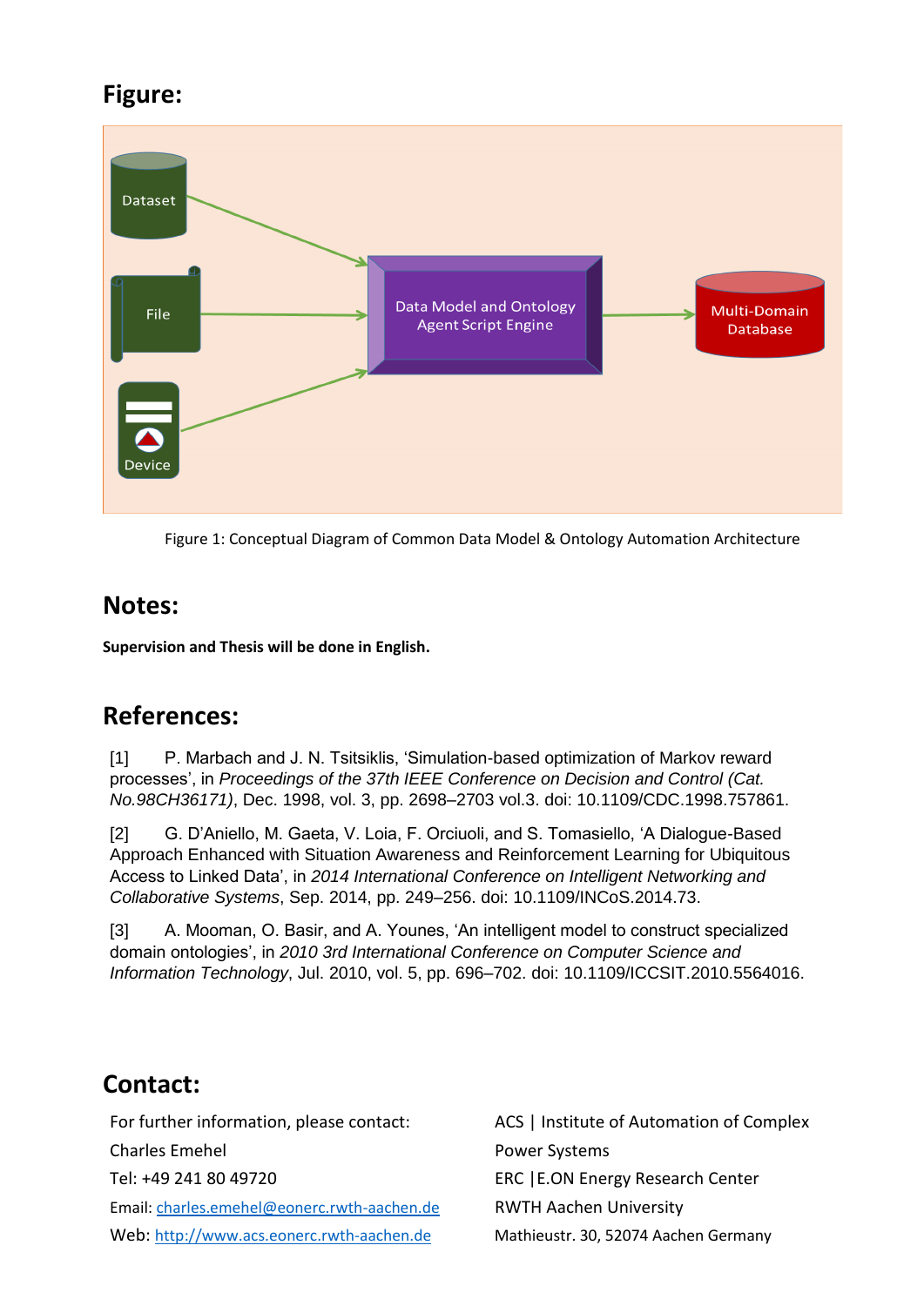## Figure:

Dataset

File

Device

Data Model and Ontology Agent Script Engine

Multi-Domain Database

Figure 1: Conceptual Diagram of Common Data Model & Ontology Automation Architecture

## Notes:

**Supervision and Thesis will be done in English.**

## References:

[1] P. Marbach and J. N. Tsitsiklis, 'Simulation-based optimization of Markov reward processes', in *Proceedings of the 37th IEEE Conference on Decision and Control (Cat. No.98CH36171)*, Dec. 1998, vol. 3, pp. 2698–2703 vol.3. doi: 10.1109/CDC.1998.757861.

[2] G. D'Aniello, M. Gaeta, V. Loia, F. Orciuoli, and S. Tomasiello, 'A Dialogue-Based Approach Enhanced with Situation Awareness and Reinforcement Learning for Ubiquitous Access to Linked Data', in *2014 International Conference on Intelligent Networking and Collaborative Systems*, Sep. 2014, pp. 249–256. doi: 10.1109/INCoS.2014.73.

[3] A. Mooman, O. Basir, and A. Younes, 'An intelligent model to construct specialized domain ontologies', in *2010 3rd International Conference on Computer Science and Information Technology*, Jul. 2010, vol. 5, pp. 696–702. doi: 10.1109/ICCSIT.2010.5564016.

## Contact:

For further information, please contact:
Charles Emehel
Tel: +49 241 80 49720
Email: charles.emehel@eonerc.rwth-aachen.de
Web: http://www.acs.eonerc.rwth-aachen.de

ACS | Institute of Automation of Complex Power Systems
ERC | E.ON Energy Research Center
RWTH Aachen University
Mathieustr. 30, 52074 Aachen Germany